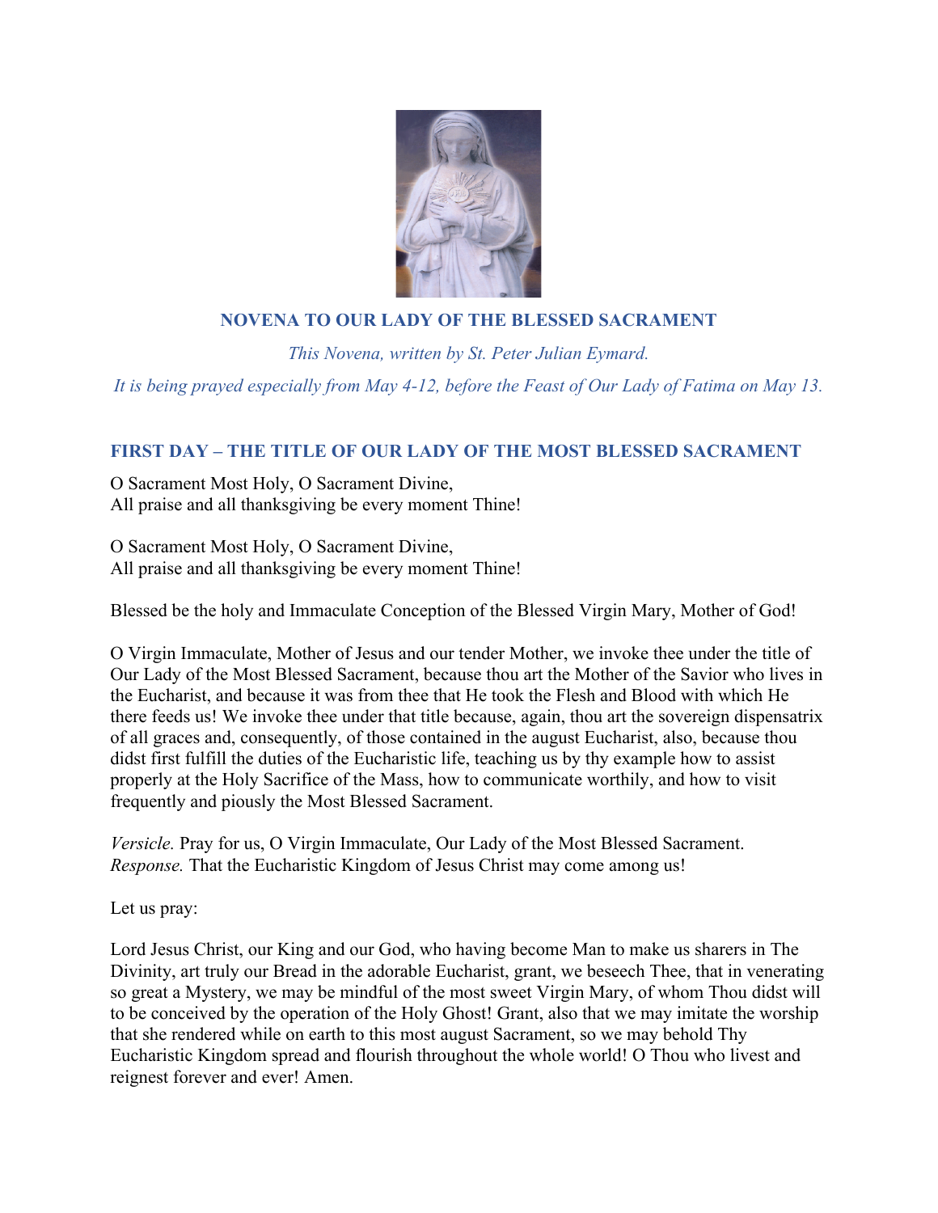# NOVENA TO OUR LADY OF THE BLESSED SACRAMENT

*This Novena, written by St. Peter Julian Eymard.*

*It is being prayed especially from May 4-12, before the Feast of Our Lady of Fatima on May 13.*

## FIRST DAY – THE TITLE OF OUR LADY OF THE MOST BLESSED SACRAMENT

O Sacrament Most Holy, O Sacrament Divine,
All praise and all thanksgiving be every moment Thine!

O Sacrament Most Holy, O Sacrament Divine,
All praise and all thanksgiving be every moment Thine!

Blessed be the holy and Immaculate Conception of the Blessed Virgin Mary, Mother of God!

O Virgin Immaculate, Mother of Jesus and our tender Mother, we invoke thee under the title of Our Lady of the Most Blessed Sacrament, because thou art the Mother of the Savior who lives in the Eucharist, and because it was from thee that He took the Flesh and Blood with which He there feeds us! We invoke thee under that title because, again, thou art the sovereign dispensatrix of all graces and, consequently, of those contained in the august Eucharist, also, because thou didst first fulfill the duties of the Eucharistic life, teaching us by thy example how to assist properly at the Holy Sacrifice of the Mass, how to communicate worthily, and how to visit frequently and piously the Most Blessed Sacrament.

*Versicle.* Pray for us, O Virgin Immaculate, Our Lady of the Most Blessed Sacrament.
*Response.* That the Eucharistic Kingdom of Jesus Christ may come among us!

Let us pray:

Lord Jesus Christ, our King and our God, who having become Man to make us sharers in The Divinity, art truly our Bread in the adorable Eucharist, grant, we beseech Thee, that in venerating so great a Mystery, we may be mindful of the most sweet Virgin Mary, of whom Thou didst will to be conceived by the operation of the Holy Ghost! Grant, also that we may imitate the worship that she rendered while on earth to this most august Sacrament, so we may behold Thy Eucharistic Kingdom spread and flourish throughout the whole world! O Thou who livest and reignest forever and ever! Amen.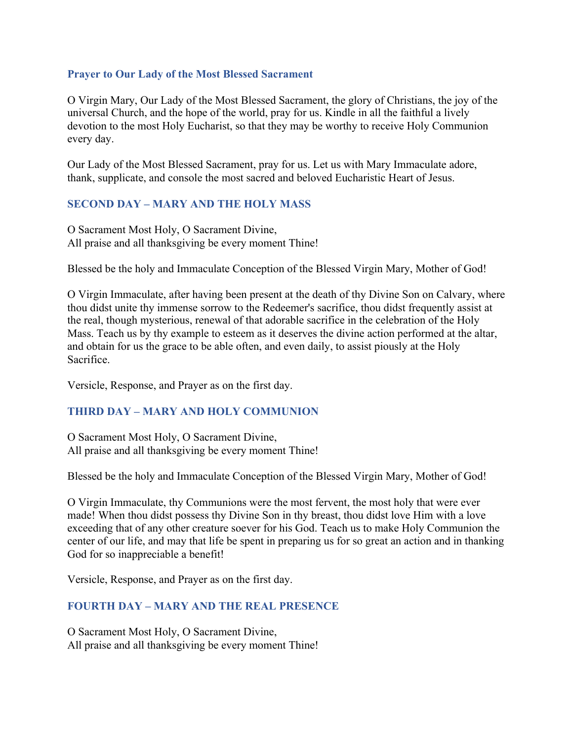### Prayer to Our Lady of the Most Blessed Sacrament

O Virgin Mary, Our Lady of the Most Blessed Sacrament, the glory of Christians, the joy of the universal Church, and the hope of the world, pray for us. Kindle in all the faithful a lively devotion to the most Holy Eucharist, so that they may be worthy to receive Holy Communion every day.

Our Lady of the Most Blessed Sacrament, pray for us. Let us with Mary Immaculate adore, thank, supplicate, and console the most sacred and beloved Eucharistic Heart of Jesus.

### SECOND DAY – MARY AND THE HOLY MASS

O Sacrament Most Holy, O Sacrament Divine,
All praise and all thanksgiving be every moment Thine!

Blessed be the holy and Immaculate Conception of the Blessed Virgin Mary, Mother of God!

O Virgin Immaculate, after having been present at the death of thy Divine Son on Calvary, where thou didst unite thy immense sorrow to the Redeemer's sacrifice, thou didst frequently assist at the real, though mysterious, renewal of that adorable sacrifice in the celebration of the Holy Mass. Teach us by thy example to esteem as it deserves the divine action performed at the altar, and obtain for us the grace to be able often, and even daily, to assist piously at the Holy Sacrifice.

Versicle, Response, and Prayer as on the first day.

### THIRD DAY – MARY AND HOLY COMMUNION

O Sacrament Most Holy, O Sacrament Divine,
All praise and all thanksgiving be every moment Thine!

Blessed be the holy and Immaculate Conception of the Blessed Virgin Mary, Mother of God!

O Virgin Immaculate, thy Communions were the most fervent, the most holy that were ever made! When thou didst possess thy Divine Son in thy breast, thou didst love Him with a love exceeding that of any other creature soever for his God. Teach us to make Holy Communion the center of our life, and may that life be spent in preparing us for so great an action and in thanking God for so inappreciable a benefit!

Versicle, Response, and Prayer as on the first day.

### FOURTH DAY – MARY AND THE REAL PRESENCE

O Sacrament Most Holy, O Sacrament Divine,
All praise and all thanksgiving be every moment Thine!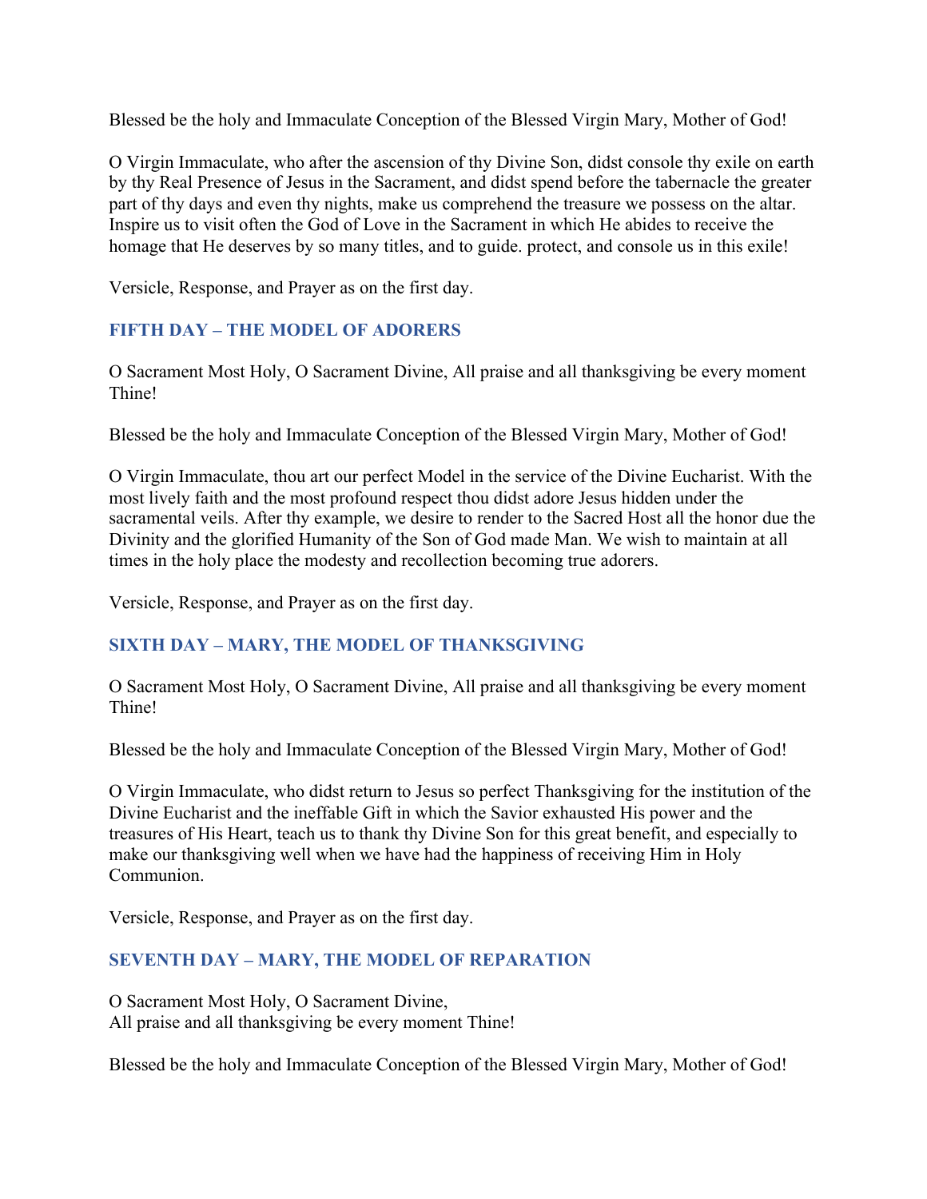Blessed be the holy and Immaculate Conception of the Blessed Virgin Mary, Mother of God!

O Virgin Immaculate, who after the ascension of thy Divine Son, didst console thy exile on earth by thy Real Presence of Jesus in the Sacrament, and didst spend before the tabernacle the greater part of thy days and even thy nights, make us comprehend the treasure we possess on the altar. Inspire us to visit often the God of Love in the Sacrament in which He abides to receive the homage that He deserves by so many titles, and to guide. protect, and console us in this exile!

Versicle, Response, and Prayer as on the first day.

## FIFTH DAY – THE MODEL OF ADORERS

O Sacrament Most Holy, O Sacrament Divine, All praise and all thanksgiving be every moment Thine!

Blessed be the holy and Immaculate Conception of the Blessed Virgin Mary, Mother of God!

O Virgin Immaculate, thou art our perfect Model in the service of the Divine Eucharist. With the most lively faith and the most profound respect thou didst adore Jesus hidden under the sacramental veils. After thy example, we desire to render to the Sacred Host all the honor due the Divinity and the glorified Humanity of the Son of God made Man. We wish to maintain at all times in the holy place the modesty and recollection becoming true adorers.

Versicle, Response, and Prayer as on the first day.

## SIXTH DAY – MARY, THE MODEL OF THANKSGIVING

O Sacrament Most Holy, O Sacrament Divine, All praise and all thanksgiving be every moment Thine!

Blessed be the holy and Immaculate Conception of the Blessed Virgin Mary, Mother of God!

O Virgin Immaculate, who didst return to Jesus so perfect Thanksgiving for the institution of the Divine Eucharist and the ineffable Gift in which the Savior exhausted His power and the treasures of His Heart, teach us to thank thy Divine Son for this great benefit, and especially to make our thanksgiving well when we have had the happiness of receiving Him in Holy Communion.

Versicle, Response, and Prayer as on the first day.

## SEVENTH DAY – MARY, THE MODEL OF REPARATION

O Sacrament Most Holy, O Sacrament Divine,
All praise and all thanksgiving be every moment Thine!

Blessed be the holy and Immaculate Conception of the Blessed Virgin Mary, Mother of God!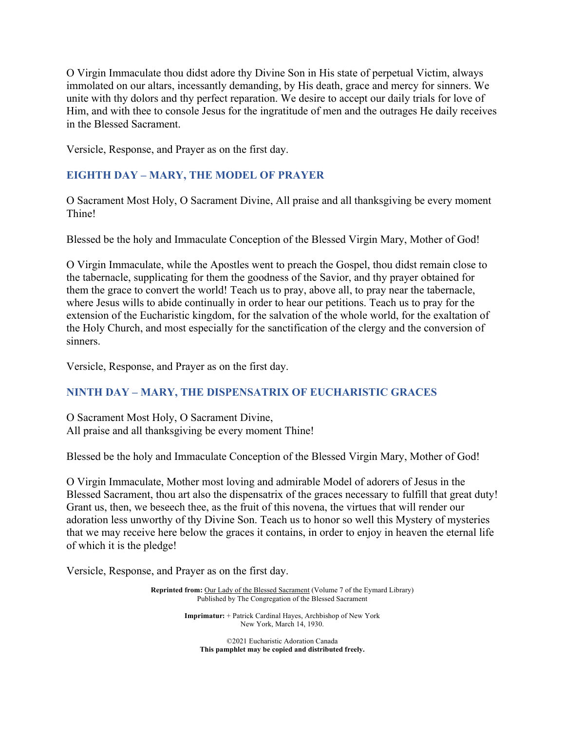O Virgin Immaculate thou didst adore thy Divine Son in His state of perpetual Victim, always immolated on our altars, incessantly demanding, by His death, grace and mercy for sinners. We unite with thy dolors and thy perfect reparation. We desire to accept our daily trials for love of Him, and with thee to console Jesus for the ingratitude of men and the outrages He daily receives in the Blessed Sacrament.

Versicle, Response, and Prayer as on the first day.

## EIGHTH DAY – MARY, THE MODEL OF PRAYER

O Sacrament Most Holy, O Sacrament Divine, All praise and all thanksgiving be every moment Thine!

Blessed be the holy and Immaculate Conception of the Blessed Virgin Mary, Mother of God!

O Virgin Immaculate, while the Apostles went to preach the Gospel, thou didst remain close to the tabernacle, supplicating for them the goodness of the Savior, and thy prayer obtained for them the grace to convert the world! Teach us to pray, above all, to pray near the tabernacle, where Jesus wills to abide continually in order to hear our petitions. Teach us to pray for the extension of the Eucharistic kingdom, for the salvation of the whole world, for the exaltation of the Holy Church, and most especially for the sanctification of the clergy and the conversion of sinners.

Versicle, Response, and Prayer as on the first day.

## NINTH DAY – MARY, THE DISPENSATRIX OF EUCHARISTIC GRACES

O Sacrament Most Holy, O Sacrament Divine,
All praise and all thanksgiving be every moment Thine!

Blessed be the holy and Immaculate Conception of the Blessed Virgin Mary, Mother of God!

O Virgin Immaculate, Mother most loving and admirable Model of adorers of Jesus in the Blessed Sacrament, thou art also the dispensatrix of the graces necessary to fulfill that great duty! Grant us, then, we beseech thee, as the fruit of this novena, the virtues that will render our adoration less unworthy of thy Divine Son. Teach us to honor so well this Mystery of mysteries that we may receive here below the graces it contains, in order to enjoy in heaven the eternal life of which it is the pledge!

Versicle, Response, and Prayer as on the first day.

**Reprinted from:** Our Lady of the Blessed Sacrament (Volume 7 of the Eymard Library)
Published by The Congregation of the Blessed Sacrament

**Imprimatur:** + Patrick Cardinal Hayes, Archbishop of New York
New York, March 14, 1930.

©2021 Eucharistic Adoration Canada
**This pamphlet may be copied and distributed freely.**